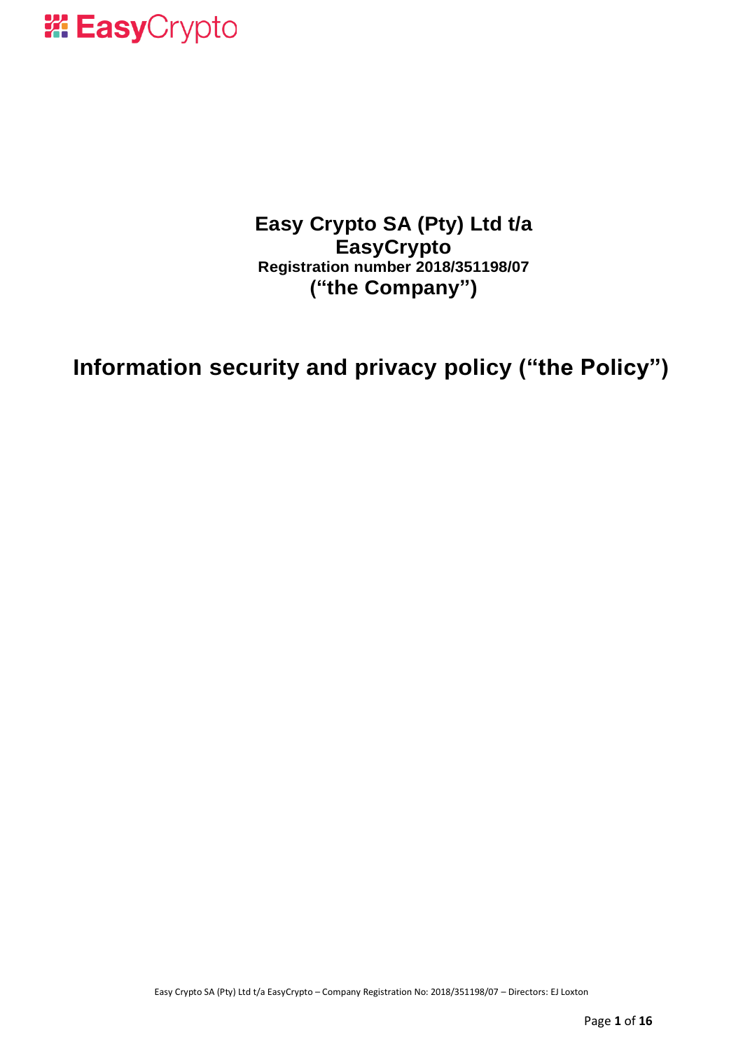**Easy Crypto SA (Pty) Ltd t/a**
**EasyCrypto**
**Registration number 2018/351198/07**
**("the Company")**

# Information security and privacy policy ("the Policy")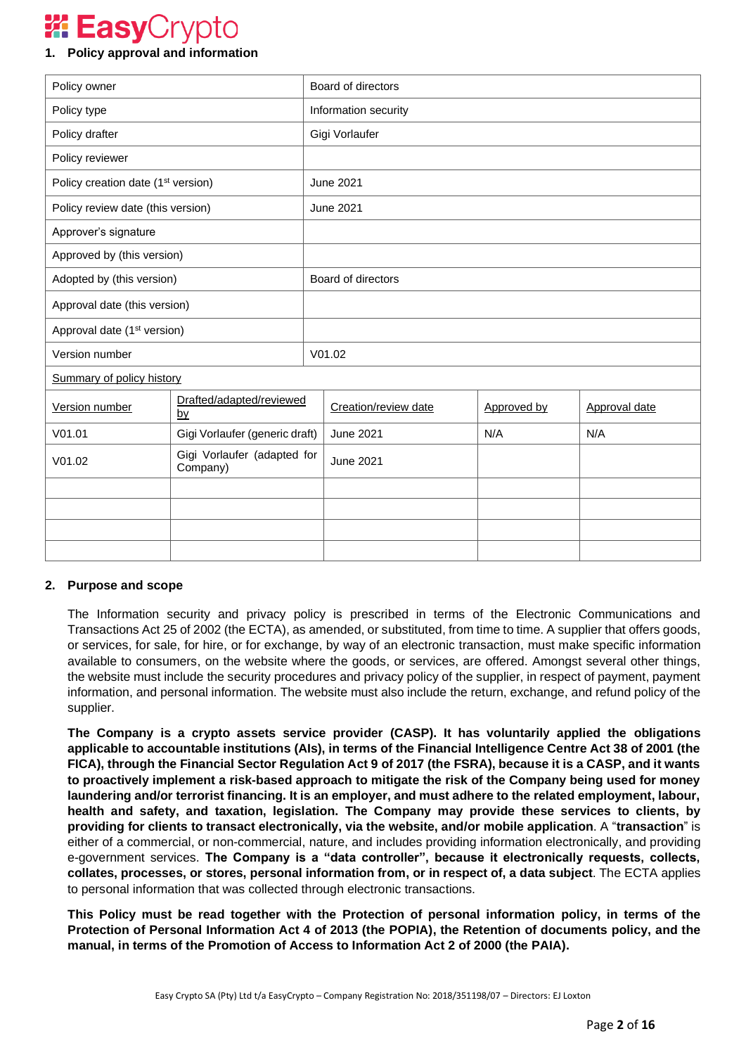## 1. Policy approval and information

| | |
|---|---|
| Policy owner | Board of directors |
| Policy type | Information security |
| Policy drafter | Gigi Vorlaufer |
| Policy reviewer | |
| Policy creation date (1st version) | June 2021 |
| Policy review date (this version) | June 2021 |
| Approver's signature | |
| Approved by (this version) | |
| Adopted by (this version) | Board of directors |
| Approval date (this version) | |
| Approval date (1st version) | |
| Version number | V01.02 |

Summary of policy history

| Version number | Drafted/adapted/reviewed by | Creation/review date | Approved by | Approval date |
|---|---|---|---|---|
| V01.01 | Gigi Vorlaufer (generic draft) | June 2021 | N/A | N/A |
| V01.02 | Gigi Vorlaufer (adapted for Company) | June 2021 | | |
| | | | | |
| | | | | |
| | | | | |
| | | | | |

## 2. Purpose and scope

The Information security and privacy policy is prescribed in terms of the Electronic Communications and Transactions Act 25 of 2002 (the ECTA), as amended, or substituted, from time to time. A supplier that offers goods, or services, for sale, for hire, or for exchange, by way of an electronic transaction, must make specific information available to consumers, on the website where the goods, or services, are offered. Amongst several other things, the website must include the security procedures and privacy policy of the supplier, in respect of payment, payment information, and personal information. The website must also include the return, exchange, and refund policy of the supplier.

**The Company is a crypto assets service provider (CASP). It has voluntarily applied the obligations applicable to accountable institutions (AIs), in terms of the Financial Intelligence Centre Act 38 of 2001 (the FICA), through the Financial Sector Regulation Act 9 of 2017 (the FSRA), because it is a CASP, and it wants to proactively implement a risk-based approach to mitigate the risk of the Company being used for money laundering and/or terrorist financing. It is an employer, and must adhere to the related employment, labour, health and safety, and taxation, legislation. The Company may provide these services to clients, by providing for clients to transact electronically, via the website, and/or mobile application**. A "**transaction**" is either of a commercial, or non-commercial, nature, and includes providing information electronically, and providing e-government services. **The Company is a "data controller", because it electronically requests, collects, collates, processes, or stores, personal information from, or in respect of, a data subject**. The ECTA applies to personal information that was collected through electronic transactions.

**This Policy must be read together with the Protection of personal information policy, in terms of the Protection of Personal Information Act 4 of 2013 (the POPIA), the Retention of documents policy, and the manual, in terms of the Promotion of Access to Information Act 2 of 2000 (the PAIA).**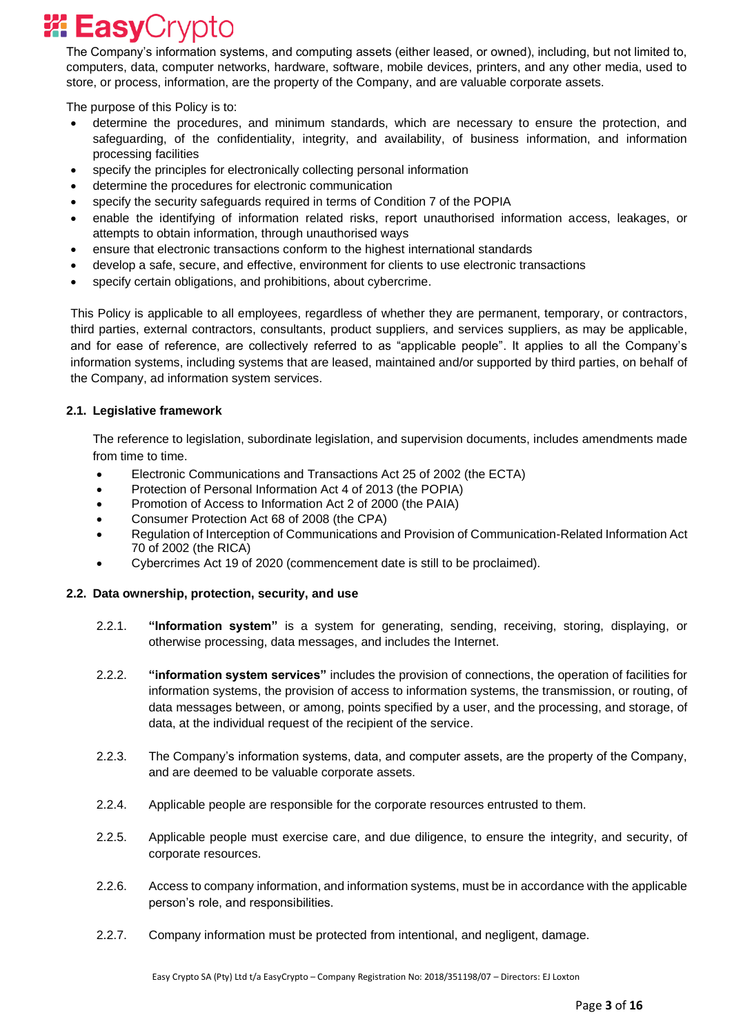The Company's information systems, and computing assets (either leased, or owned), including, but not limited to, computers, data, computer networks, hardware, software, mobile devices, printers, and any other media, used to store, or process, information, are the property of the Company, and are valuable corporate assets.

The purpose of this Policy is to:

- determine the procedures, and minimum standards, which are necessary to ensure the protection, and safeguarding, of the confidentiality, integrity, and availability, of business information, and information processing facilities
- specify the principles for electronically collecting personal information
- determine the procedures for electronic communication
- specify the security safeguards required in terms of Condition 7 of the POPIA
- enable the identifying of information related risks, report unauthorised information access, leakages, or attempts to obtain information, through unauthorised ways
- ensure that electronic transactions conform to the highest international standards
- develop a safe, secure, and effective, environment for clients to use electronic transactions
- specify certain obligations, and prohibitions, about cybercrime.

This Policy is applicable to all employees, regardless of whether they are permanent, temporary, or contractors, third parties, external contractors, consultants, product suppliers, and services suppliers, as may be applicable, and for ease of reference, are collectively referred to as "applicable people". It applies to all the Company's information systems, including systems that are leased, maintained and/or supported by third parties, on behalf of the Company, ad information system services.

### 2.1. Legislative framework

The reference to legislation, subordinate legislation, and supervision documents, includes amendments made from time to time.

- Electronic Communications and Transactions Act 25 of 2002 (the ECTA)
- Protection of Personal Information Act 4 of 2013 (the POPIA)
- Promotion of Access to Information Act 2 of 2000 (the PAIA)
- Consumer Protection Act 68 of 2008 (the CPA)
- Regulation of Interception of Communications and Provision of Communication-Related Information Act 70 of 2002 (the RICA)
- Cybercrimes Act 19 of 2020 (commencement date is still to be proclaimed).

### 2.2. Data ownership, protection, security, and use

2.2.1. **"Information system"** is a system for generating, sending, receiving, storing, displaying, or otherwise processing, data messages, and includes the Internet.

2.2.2. **"information system services"** includes the provision of connections, the operation of facilities for information systems, the provision of access to information systems, the transmission, or routing, of data messages between, or among, points specified by a user, and the processing, and storage, of data, at the individual request of the recipient of the service.

2.2.3. The Company's information systems, data, and computer assets, are the property of the Company, and are deemed to be valuable corporate assets.

2.2.4. Applicable people are responsible for the corporate resources entrusted to them.

2.2.5. Applicable people must exercise care, and due diligence, to ensure the integrity, and security, of corporate resources.

2.2.6. Access to company information, and information systems, must be in accordance with the applicable person's role, and responsibilities.

2.2.7. Company information must be protected from intentional, and negligent, damage.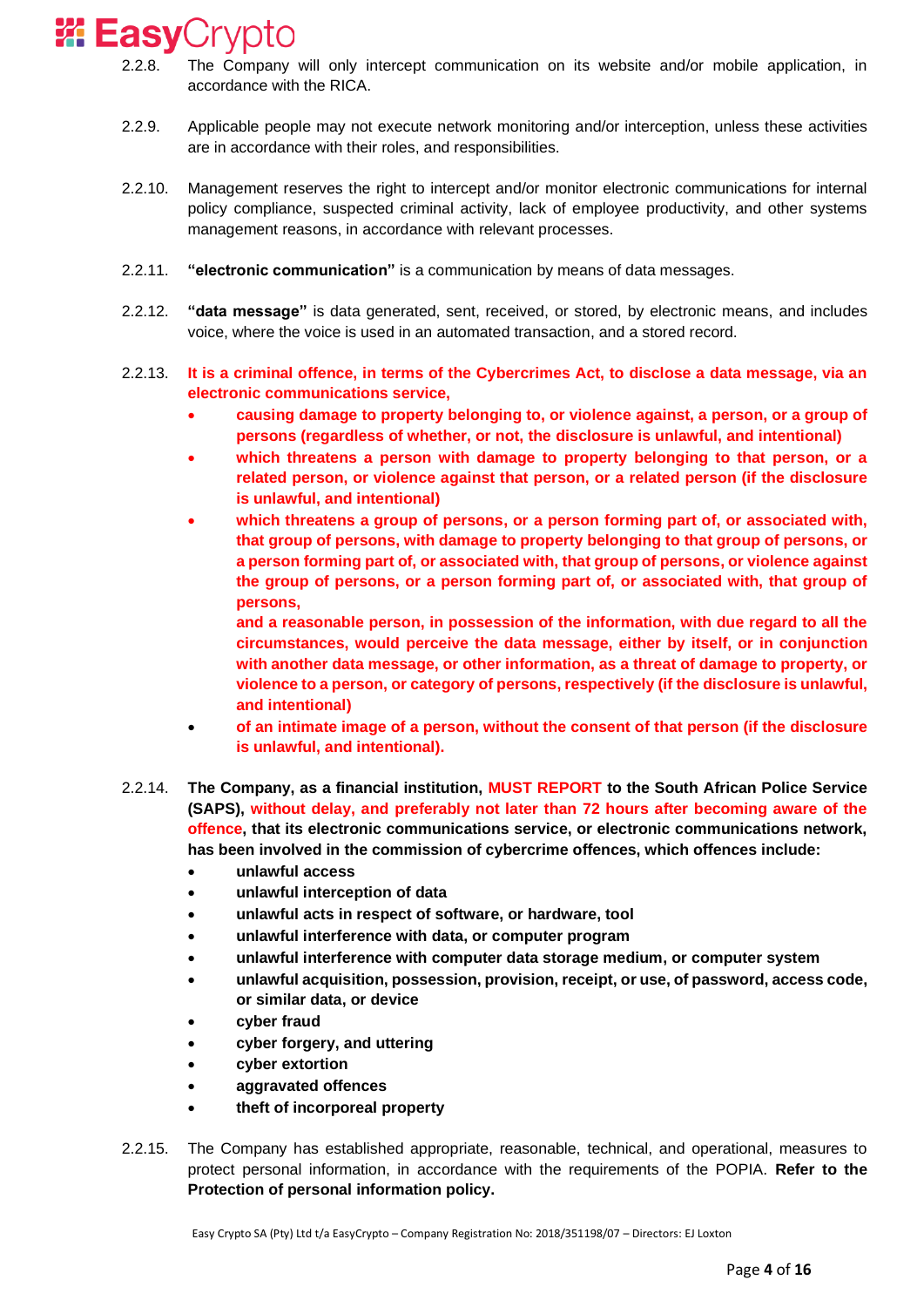2.2.8. The Company will only intercept communication on its website and/or mobile application, in accordance with the RICA.

2.2.9. Applicable people may not execute network monitoring and/or interception, unless these activities are in accordance with their roles, and responsibilities.

2.2.10. Management reserves the right to intercept and/or monitor electronic communications for internal policy compliance, suspected criminal activity, lack of employee productivity, and other systems management reasons, in accordance with relevant processes.

2.2.11. **"electronic communication"** is a communication by means of data messages.

2.2.12. **"data message"** is data generated, sent, received, or stored, by electronic means, and includes voice, where the voice is used in an automated transaction, and a stored record.

2.2.13. **It is a criminal offence, in terms of the Cybercrimes Act, to disclose a data message, via an electronic communications service,**

- **causing damage to property belonging to, or violence against, a person, or a group of persons (regardless of whether, or not, the disclosure is unlawful, and intentional)**
- **which threatens a person with damage to property belonging to that person, or a related person, or violence against that person, or a related person (if the disclosure is unlawful, and intentional)**
- **which threatens a group of persons, or a person forming part of, or associated with, that group of persons, with damage to property belonging to that group of persons, or a person forming part of, or associated with, that group of persons, or violence against the group of persons, or a person forming part of, or associated with, that group of persons,**

  **and a reasonable person, in possession of the information, with due regard to all the circumstances, would perceive the data message, either by itself, or in conjunction with another data message, or other information, as a threat of damage to property, or violence to a person, or category of persons, respectively (if the disclosure is unlawful, and intentional)**
- **of an intimate image of a person, without the consent of that person (if the disclosure is unlawful, and intentional).**

2.2.14. **The Company, as a financial institution, MUST REPORT to the South African Police Service (SAPS), without delay, and preferably not later than 72 hours after becoming aware of the offence, that its electronic communications service, or electronic communications network, has been involved in the commission of cybercrime offences, which offences include:**

- **unlawful access**
- **unlawful interception of data**
- **unlawful acts in respect of software, or hardware, tool**
- **unlawful interference with data, or computer program**
- **unlawful interference with computer data storage medium, or computer system**
- **unlawful acquisition, possession, provision, receipt, or use, of password, access code, or similar data, or device**
- **cyber fraud**
- **cyber forgery, and uttering**
- **cyber extortion**
- **aggravated offences**
- **theft of incorporeal property**

2.2.15. The Company has established appropriate, reasonable, technical, and operational, measures to protect personal information, in accordance with the requirements of the POPIA. **Refer to the Protection of personal information policy.**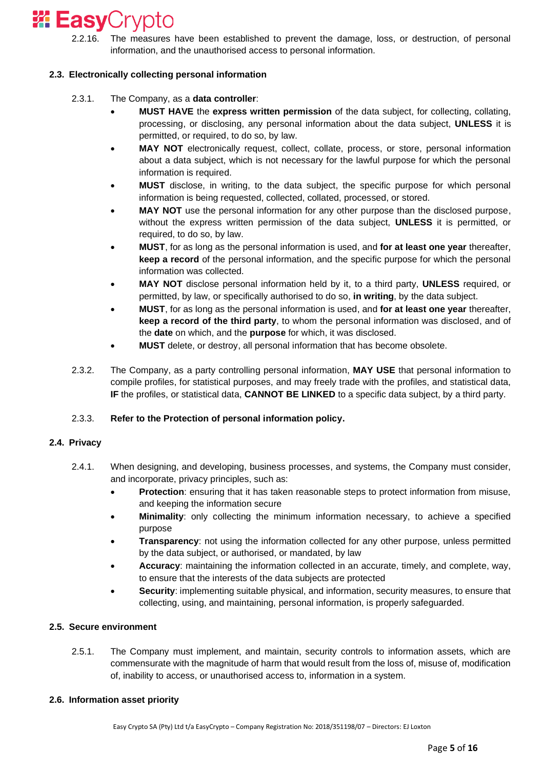2.2.16. The measures have been established to prevent the damage, loss, or destruction, of personal information, and the unauthorised access to personal information.

### 2.3. Electronically collecting personal information

2.3.1. The Company, as a **data controller**:

- **MUST HAVE** the **express written permission** of the data subject, for collecting, collating, processing, or disclosing, any personal information about the data subject, **UNLESS** it is permitted, or required, to do so, by law.
- **MAY NOT** electronically request, collect, collate, process, or store, personal information about a data subject, which is not necessary for the lawful purpose for which the personal information is required.
- **MUST** disclose, in writing, to the data subject, the specific purpose for which personal information is being requested, collected, collated, processed, or stored.
- **MAY NOT** use the personal information for any other purpose than the disclosed purpose, without the express written permission of the data subject, **UNLESS** it is permitted, or required, to do so, by law.
- **MUST**, for as long as the personal information is used, and **for at least one year** thereafter, **keep a record** of the personal information, and the specific purpose for which the personal information was collected.
- **MAY NOT** disclose personal information held by it, to a third party, **UNLESS** required, or permitted, by law, or specifically authorised to do so, **in writing**, by the data subject.
- **MUST**, for as long as the personal information is used, and **for at least one year** thereafter, **keep a record of the third party**, to whom the personal information was disclosed, and of the **date** on which, and the **purpose** for which, it was disclosed.
- **MUST** delete, or destroy, all personal information that has become obsolete.

2.3.2. The Company, as a party controlling personal information, **MAY USE** that personal information to compile profiles, for statistical purposes, and may freely trade with the profiles, and statistical data, **IF** the profiles, or statistical data, **CANNOT BE LINKED** to a specific data subject, by a third party.

2.3.3. **Refer to the Protection of personal information policy.**

### 2.4. Privacy

2.4.1. When designing, and developing, business processes, and systems, the Company must consider, and incorporate, privacy principles, such as:

- **Protection**: ensuring that it has taken reasonable steps to protect information from misuse, and keeping the information secure
- **Minimality**: only collecting the minimum information necessary, to achieve a specified purpose
- **Transparency**: not using the information collected for any other purpose, unless permitted by the data subject, or authorised, or mandated, by law
- **Accuracy**: maintaining the information collected in an accurate, timely, and complete, way, to ensure that the interests of the data subjects are protected
- **Security**: implementing suitable physical, and information, security measures, to ensure that collecting, using, and maintaining, personal information, is properly safeguarded.

### 2.5. Secure environment

2.5.1. The Company must implement, and maintain, security controls to information assets, which are commensurate with the magnitude of harm that would result from the loss of, misuse of, modification of, inability to access, or unauthorised access to, information in a system.

### 2.6. Information asset priority

Easy Crypto SA (Pty) Ltd t/a EasyCrypto – Company Registration No: 2018/351198/07 – Directors: EJ Loxton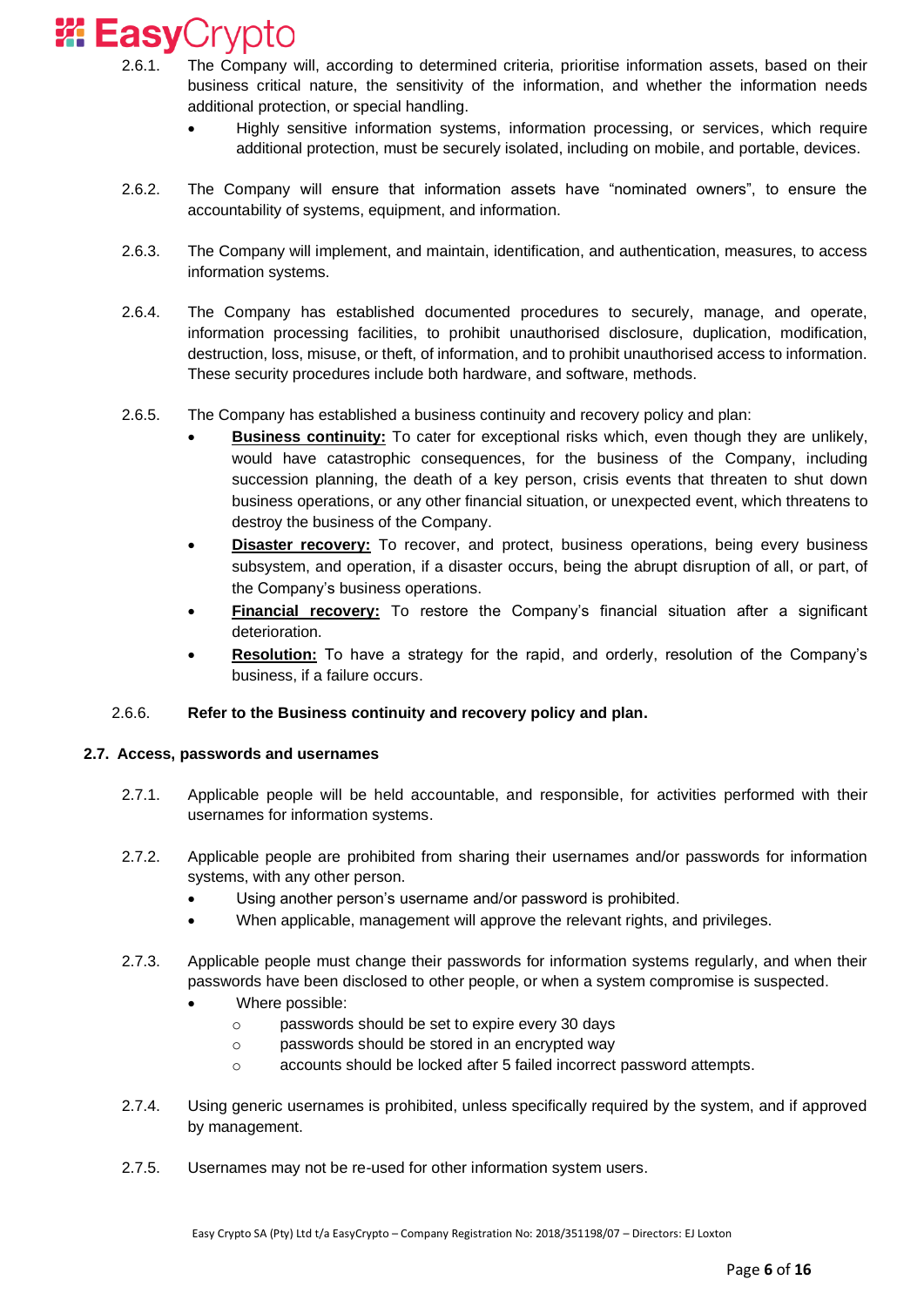2.6.1. The Company will, according to determined criteria, prioritise information assets, based on their business critical nature, the sensitivity of the information, and whether the information needs additional protection, or special handling.

- Highly sensitive information systems, information processing, or services, which require additional protection, must be securely isolated, including on mobile, and portable, devices.

2.6.2. The Company will ensure that information assets have "nominated owners", to ensure the accountability of systems, equipment, and information.

2.6.3. The Company will implement, and maintain, identification, and authentication, measures, to access information systems.

2.6.4. The Company has established documented procedures to securely, manage, and operate, information processing facilities, to prohibit unauthorised disclosure, duplication, modification, destruction, loss, misuse, or theft, of information, and to prohibit unauthorised access to information. These security procedures include both hardware, and software, methods.

2.6.5. The Company has established a business continuity and recovery policy and plan:

- **Business continuity:** To cater for exceptional risks which, even though they are unlikely, would have catastrophic consequences, for the business of the Company, including succession planning, the death of a key person, crisis events that threaten to shut down business operations, or any other financial situation, or unexpected event, which threatens to destroy the business of the Company.
- **Disaster recovery:** To recover, and protect, business operations, being every business subsystem, and operation, if a disaster occurs, being the abrupt disruption of all, or part, of the Company's business operations.
- **Financial recovery:** To restore the Company's financial situation after a significant deterioration.
- **Resolution:** To have a strategy for the rapid, and orderly, resolution of the Company's business, if a failure occurs.

2.6.6. **Refer to the Business continuity and recovery policy and plan.**

### 2.7. Access, passwords and usernames

2.7.1. Applicable people will be held accountable, and responsible, for activities performed with their usernames for information systems.

2.7.2. Applicable people are prohibited from sharing their usernames and/or passwords for information systems, with any other person.

- Using another person's username and/or password is prohibited.
- When applicable, management will approve the relevant rights, and privileges.

2.7.3. Applicable people must change their passwords for information systems regularly, and when their passwords have been disclosed to other people, or when a system compromise is suspected.

- Where possible:
  - passwords should be set to expire every 30 days
  - passwords should be stored in an encrypted way
  - accounts should be locked after 5 failed incorrect password attempts.

2.7.4. Using generic usernames is prohibited, unless specifically required by the system, and if approved by management.

2.7.5. Usernames may not be re-used for other information system users.

Easy Crypto SA (Pty) Ltd t/a EasyCrypto – Company Registration No: 2018/351198/07 – Directors: EJ Loxton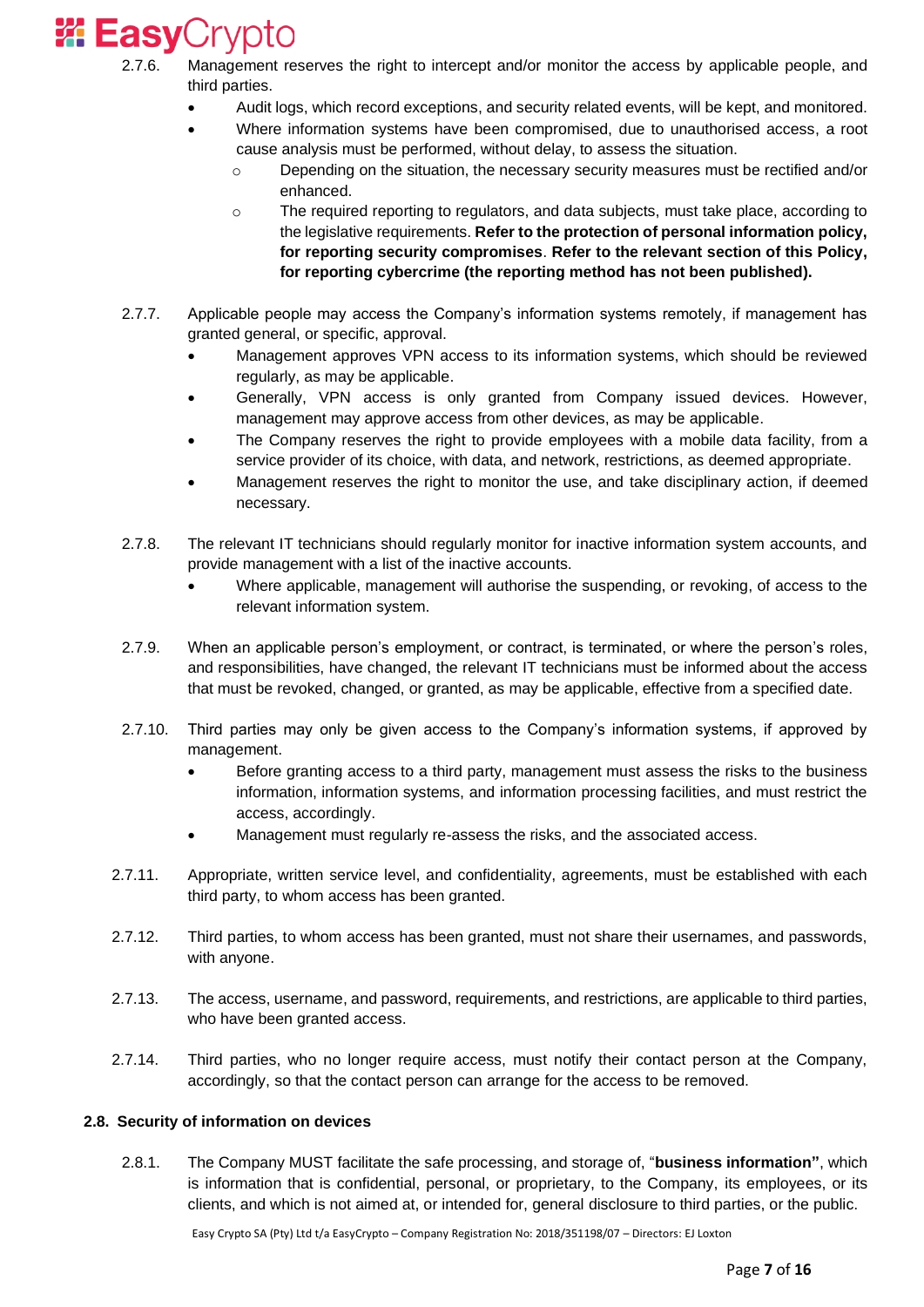2.7.6. Management reserves the right to intercept and/or monitor the access by applicable people, and third parties.

- Audit logs, which record exceptions, and security related events, will be kept, and monitored.
- Where information systems have been compromised, due to unauthorised access, a root cause analysis must be performed, without delay, to assess the situation.
  - Depending on the situation, the necessary security measures must be rectified and/or enhanced.
  - The required reporting to regulators, and data subjects, must take place, according to the legislative requirements. **Refer to the protection of personal information policy, for reporting security compromises**. **Refer to the relevant section of this Policy, for reporting cybercrime (the reporting method has not been published).**

2.7.7. Applicable people may access the Company's information systems remotely, if management has granted general, or specific, approval.

- Management approves VPN access to its information systems, which should be reviewed regularly, as may be applicable.
- Generally, VPN access is only granted from Company issued devices. However, management may approve access from other devices, as may be applicable.
- The Company reserves the right to provide employees with a mobile data facility, from a service provider of its choice, with data, and network, restrictions, as deemed appropriate.
- Management reserves the right to monitor the use, and take disciplinary action, if deemed necessary.

2.7.8. The relevant IT technicians should regularly monitor for inactive information system accounts, and provide management with a list of the inactive accounts.

- Where applicable, management will authorise the suspending, or revoking, of access to the relevant information system.

2.7.9. When an applicable person's employment, or contract, is terminated, or where the person's roles, and responsibilities, have changed, the relevant IT technicians must be informed about the access that must be revoked, changed, or granted, as may be applicable, effective from a specified date.

2.7.10. Third parties may only be given access to the Company's information systems, if approved by management.

- Before granting access to a third party, management must assess the risks to the business information, information systems, and information processing facilities, and must restrict the access, accordingly.
- Management must regularly re-assess the risks, and the associated access.

2.7.11. Appropriate, written service level, and confidentiality, agreements, must be established with each third party, to whom access has been granted.

2.7.12. Third parties, to whom access has been granted, must not share their usernames, and passwords, with anyone.

2.7.13. The access, username, and password, requirements, and restrictions, are applicable to third parties, who have been granted access.

2.7.14. Third parties, who no longer require access, must notify their contact person at the Company, accordingly, so that the contact person can arrange for the access to be removed.

### 2.8. Security of information on devices

2.8.1. The Company MUST facilitate the safe processing, and storage of, "**business information"**, which is information that is confidential, personal, or proprietary, to the Company, its employees, or its clients, and which is not aimed at, or intended for, general disclosure to third parties, or the public.

Easy Crypto SA (Pty) Ltd t/a EasyCrypto – Company Registration No: 2018/351198/07 – Directors: EJ Loxton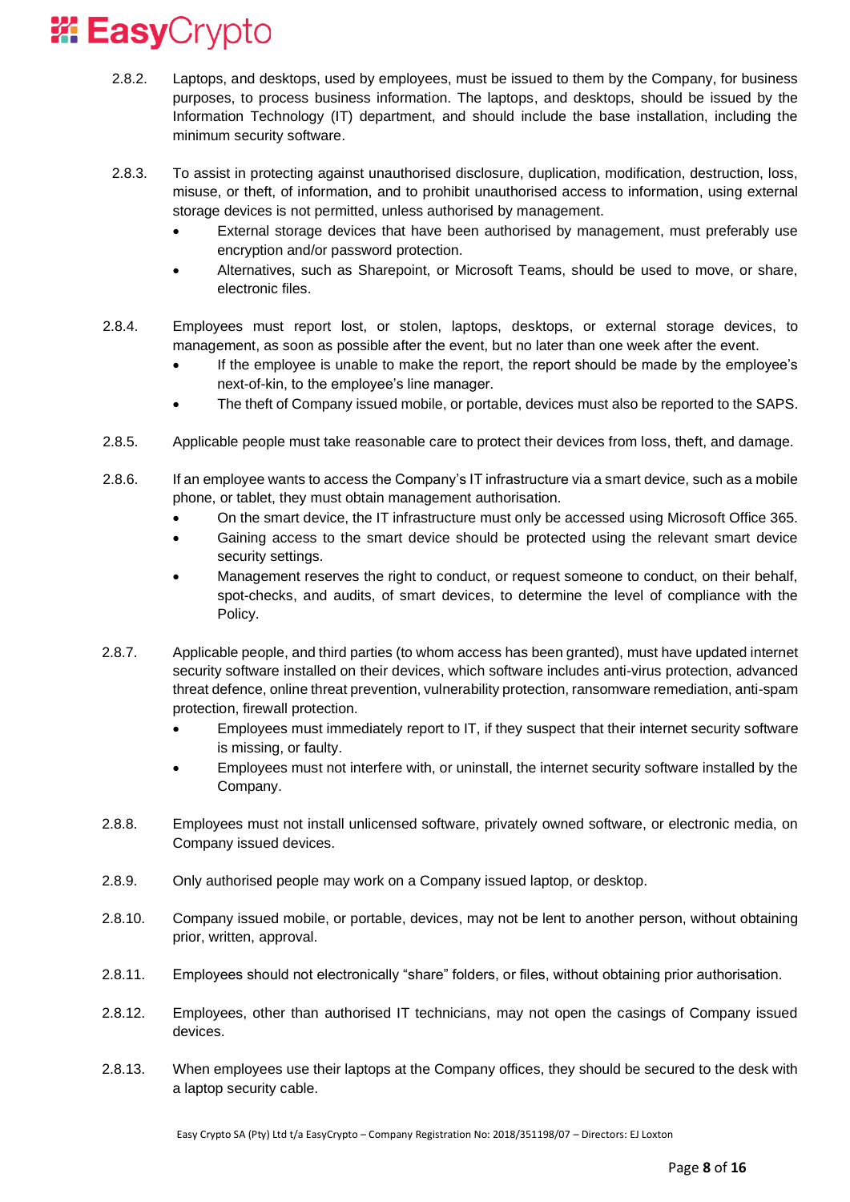2.8.2. Laptops, and desktops, used by employees, must be issued to them by the Company, for business purposes, to process business information. The laptops, and desktops, should be issued by the Information Technology (IT) department, and should include the base installation, including the minimum security software.

2.8.3. To assist in protecting against unauthorised disclosure, duplication, modification, destruction, loss, misuse, or theft, of information, and to prohibit unauthorised access to information, using external storage devices is not permitted, unless authorised by management.

- External storage devices that have been authorised by management, must preferably use encryption and/or password protection.
- Alternatives, such as Sharepoint, or Microsoft Teams, should be used to move, or share, electronic files.

2.8.4. Employees must report lost, or stolen, laptops, desktops, or external storage devices, to management, as soon as possible after the event, but no later than one week after the event.

- If the employee is unable to make the report, the report should be made by the employee's next-of-kin, to the employee's line manager.
- The theft of Company issued mobile, or portable, devices must also be reported to the SAPS.

2.8.5. Applicable people must take reasonable care to protect their devices from loss, theft, and damage.

2.8.6. If an employee wants to access the Company's IT infrastructure via a smart device, such as a mobile phone, or tablet, they must obtain management authorisation.

- On the smart device, the IT infrastructure must only be accessed using Microsoft Office 365.
- Gaining access to the smart device should be protected using the relevant smart device security settings.
- Management reserves the right to conduct, or request someone to conduct, on their behalf, spot-checks, and audits, of smart devices, to determine the level of compliance with the Policy.

2.8.7. Applicable people, and third parties (to whom access has been granted), must have updated internet security software installed on their devices, which software includes anti-virus protection, advanced threat defence, online threat prevention, vulnerability protection, ransomware remediation, anti-spam protection, firewall protection.

- Employees must immediately report to IT, if they suspect that their internet security software is missing, or faulty.
- Employees must not interfere with, or uninstall, the internet security software installed by the Company.

2.8.8. Employees must not install unlicensed software, privately owned software, or electronic media, on Company issued devices.

2.8.9. Only authorised people may work on a Company issued laptop, or desktop.

2.8.10. Company issued mobile, or portable, devices, may not be lent to another person, without obtaining prior, written, approval.

2.8.11. Employees should not electronically "share" folders, or files, without obtaining prior authorisation.

2.8.12. Employees, other than authorised IT technicians, may not open the casings of Company issued devices.

2.8.13. When employees use their laptops at the Company offices, they should be secured to the desk with a laptop security cable.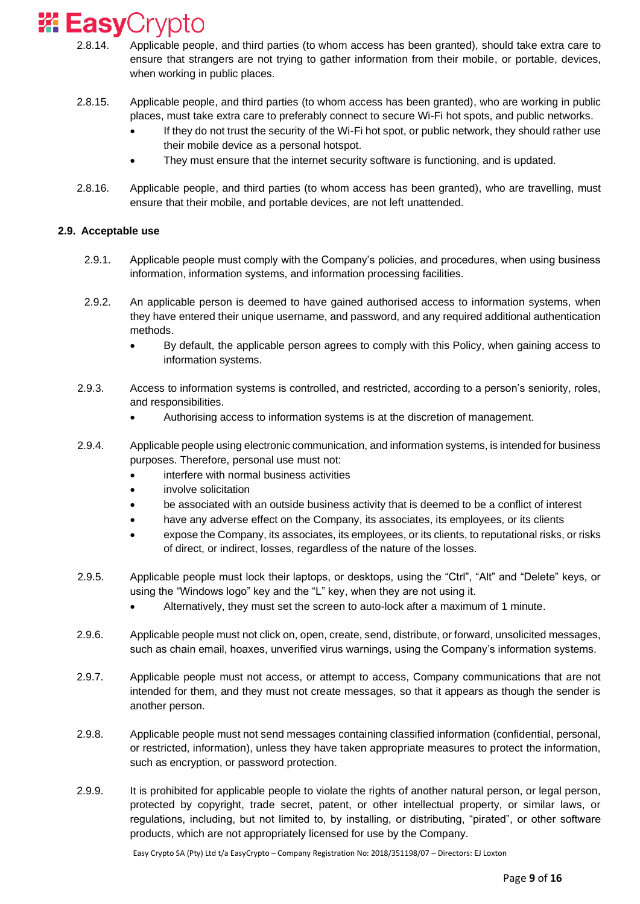2.8.14. Applicable people, and third parties (to whom access has been granted), should take extra care to ensure that strangers are not trying to gather information from their mobile, or portable, devices, when working in public places.

2.8.15. Applicable people, and third parties (to whom access has been granted), who are working in public places, must take extra care to preferably connect to secure Wi-Fi hot spots, and public networks.

- If they do not trust the security of the Wi-Fi hot spot, or public network, they should rather use their mobile device as a personal hotspot.
- They must ensure that the internet security software is functioning, and is updated.

2.8.16. Applicable people, and third parties (to whom access has been granted), who are travelling, must ensure that their mobile, and portable devices, are not left unattended.

**2.9. Acceptable use**

2.9.1. Applicable people must comply with the Company's policies, and procedures, when using business information, information systems, and information processing facilities.

2.9.2. An applicable person is deemed to have gained authorised access to information systems, when they have entered their unique username, and password, and any required additional authentication methods.

- By default, the applicable person agrees to comply with this Policy, when gaining access to information systems.

2.9.3. Access to information systems is controlled, and restricted, according to a person's seniority, roles, and responsibilities.

- Authorising access to information systems is at the discretion of management.

2.9.4. Applicable people using electronic communication, and information systems, is intended for business purposes. Therefore, personal use must not:

- interfere with normal business activities
- involve solicitation
- be associated with an outside business activity that is deemed to be a conflict of interest
- have any adverse effect on the Company, its associates, its employees, or its clients
- expose the Company, its associates, its employees, or its clients, to reputational risks, or risks of direct, or indirect, losses, regardless of the nature of the losses.

2.9.5. Applicable people must lock their laptops, or desktops, using the "Ctrl", "Alt" and "Delete" keys, or using the "Windows logo" key and the "L" key, when they are not using it.

- Alternatively, they must set the screen to auto-lock after a maximum of 1 minute.

2.9.6. Applicable people must not click on, open, create, send, distribute, or forward, unsolicited messages, such as chain email, hoaxes, unverified virus warnings, using the Company's information systems.

2.9.7. Applicable people must not access, or attempt to access, Company communications that are not intended for them, and they must not create messages, so that it appears as though the sender is another person.

2.9.8. Applicable people must not send messages containing classified information (confidential, personal, or restricted, information), unless they have taken appropriate measures to protect the information, such as encryption, or password protection.

2.9.9. It is prohibited for applicable people to violate the rights of another natural person, or legal person, protected by copyright, trade secret, patent, or other intellectual property, or similar laws, or regulations, including, but not limited to, by installing, or distributing, "pirated", or other software products, which are not appropriately licensed for use by the Company.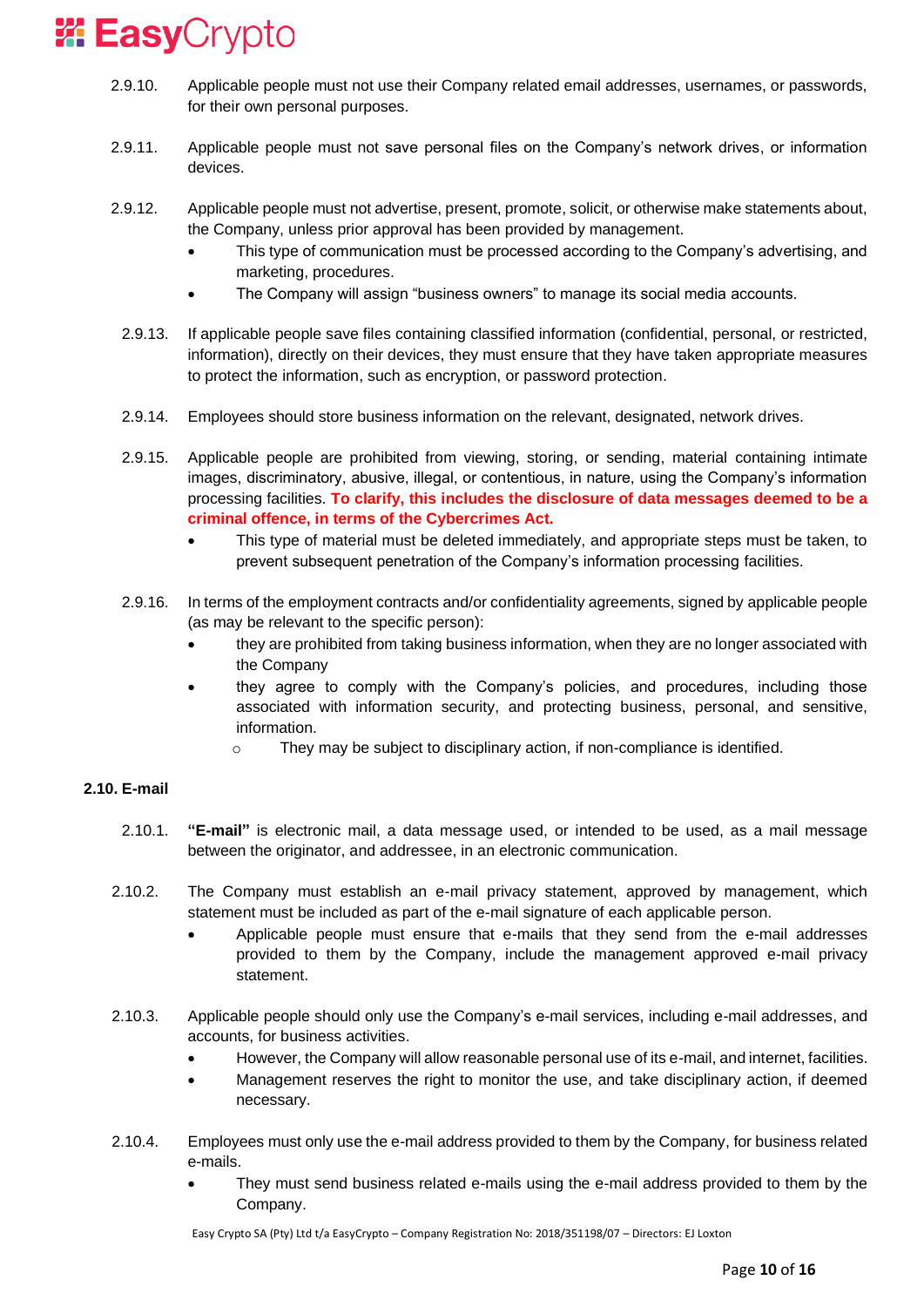2.9.10. Applicable people must not use their Company related email addresses, usernames, or passwords, for their own personal purposes.

2.9.11. Applicable people must not save personal files on the Company's network drives, or information devices.

2.9.12. Applicable people must not advertise, present, promote, solicit, or otherwise make statements about, the Company, unless prior approval has been provided by management.

- This type of communication must be processed according to the Company's advertising, and marketing, procedures.
- The Company will assign "business owners" to manage its social media accounts.

2.9.13. If applicable people save files containing classified information (confidential, personal, or restricted, information), directly on their devices, they must ensure that they have taken appropriate measures to protect the information, such as encryption, or password protection.

2.9.14. Employees should store business information on the relevant, designated, network drives.

2.9.15. Applicable people are prohibited from viewing, storing, or sending, material containing intimate images, discriminatory, abusive, illegal, or contentious, in nature, using the Company's information processing facilities. **To clarify, this includes the disclosure of data messages deemed to be a criminal offence, in terms of the Cybercrimes Act.**

- This type of material must be deleted immediately, and appropriate steps must be taken, to prevent subsequent penetration of the Company's information processing facilities.

2.9.16. In terms of the employment contracts and/or confidentiality agreements, signed by applicable people (as may be relevant to the specific person):

- they are prohibited from taking business information, when they are no longer associated with the Company
- they agree to comply with the Company's policies, and procedures, including those associated with information security, and protecting business, personal, and sensitive, information.
  - They may be subject to disciplinary action, if non-compliance is identified.

**2.10. E-mail**

2.10.1. **"E-mail"** is electronic mail, a data message used, or intended to be used, as a mail message between the originator, and addressee, in an electronic communication.

2.10.2. The Company must establish an e-mail privacy statement, approved by management, which statement must be included as part of the e-mail signature of each applicable person.

- Applicable people must ensure that e-mails that they send from the e-mail addresses provided to them by the Company, include the management approved e-mail privacy statement.

2.10.3. Applicable people should only use the Company's e-mail services, including e-mail addresses, and accounts, for business activities.

- However, the Company will allow reasonable personal use of its e-mail, and internet, facilities.
- Management reserves the right to monitor the use, and take disciplinary action, if deemed necessary.

2.10.4. Employees must only use the e-mail address provided to them by the Company, for business related e-mails.

- They must send business related e-mails using the e-mail address provided to them by the Company.

Easy Crypto SA (Pty) Ltd t/a EasyCrypto – Company Registration No: 2018/351198/07 – Directors: EJ Loxton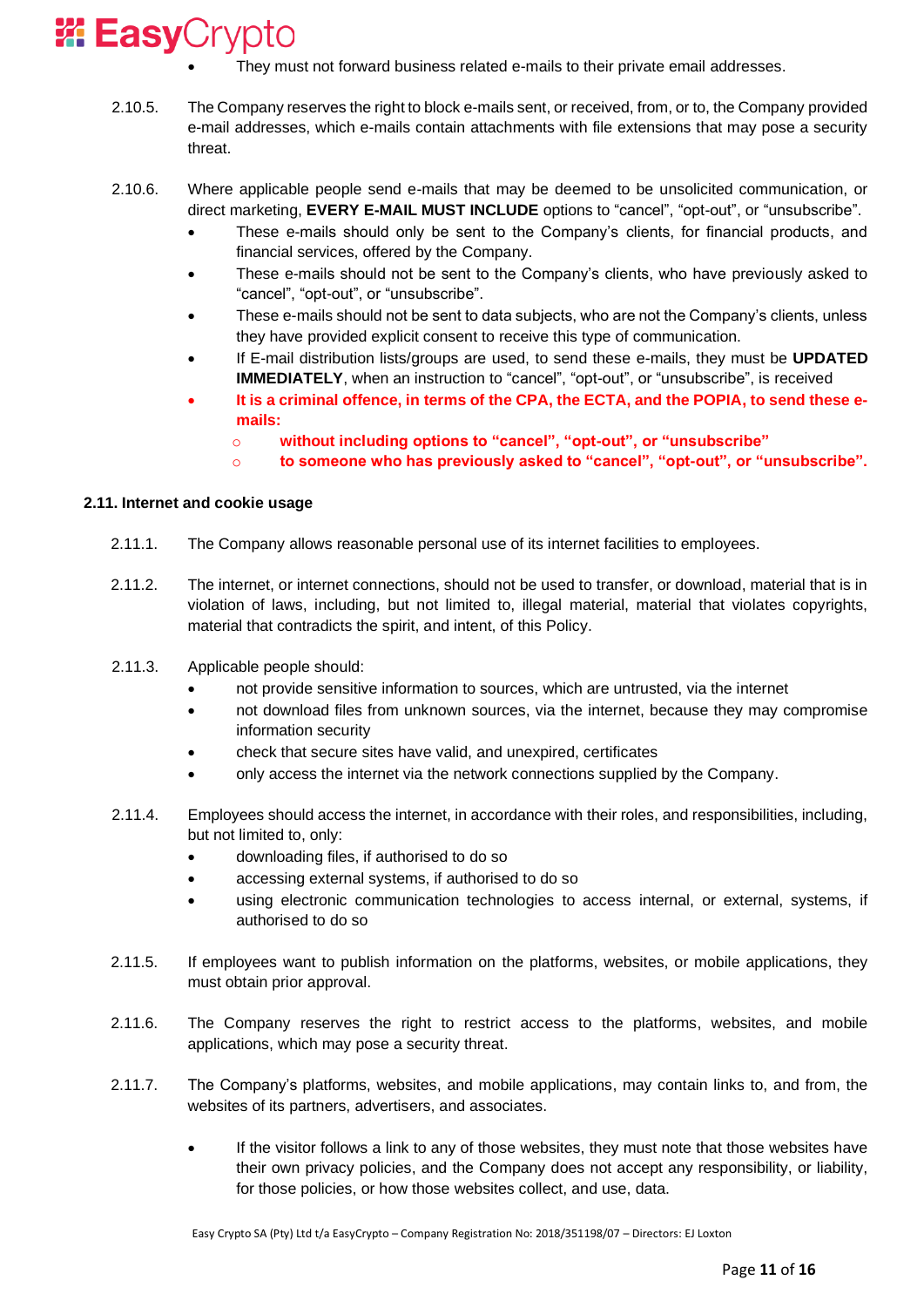- They must not forward business related e-mails to their private email addresses.

2.10.5. The Company reserves the right to block e-mails sent, or received, from, or to, the Company provided e-mail addresses, which e-mails contain attachments with file extensions that may pose a security threat.

2.10.6. Where applicable people send e-mails that may be deemed to be unsolicited communication, or direct marketing, **EVERY E-MAIL MUST INCLUDE** options to "cancel", "opt-out", or "unsubscribe".

- These e-mails should only be sent to the Company's clients, for financial products, and financial services, offered by the Company.
- These e-mails should not be sent to the Company's clients, who have previously asked to "cancel", "opt-out", or "unsubscribe".
- These e-mails should not be sent to data subjects, who are not the Company's clients, unless they have provided explicit consent to receive this type of communication.
- If E-mail distribution lists/groups are used, to send these e-mails, they must be **UPDATED IMMEDIATELY**, when an instruction to "cancel", "opt-out", or "unsubscribe", is received
- **It is a criminal offence, in terms of the CPA, the ECTA, and the POPIA, to send these e-mails:**
  - **without including options to "cancel", "opt-out", or "unsubscribe"**
  - **to someone who has previously asked to "cancel", "opt-out", or "unsubscribe".**

### 2.11. Internet and cookie usage

2.11.1. The Company allows reasonable personal use of its internet facilities to employees.

2.11.2. The internet, or internet connections, should not be used to transfer, or download, material that is in violation of laws, including, but not limited to, illegal material, material that violates copyrights, material that contradicts the spirit, and intent, of this Policy.

2.11.3. Applicable people should:

- not provide sensitive information to sources, which are untrusted, via the internet
- not download files from unknown sources, via the internet, because they may compromise information security
- check that secure sites have valid, and unexpired, certificates
- only access the internet via the network connections supplied by the Company.

2.11.4. Employees should access the internet, in accordance with their roles, and responsibilities, including, but not limited to, only:

- downloading files, if authorised to do so
- accessing external systems, if authorised to do so
- using electronic communication technologies to access internal, or external, systems, if authorised to do so

2.11.5. If employees want to publish information on the platforms, websites, or mobile applications, they must obtain prior approval.

2.11.6. The Company reserves the right to restrict access to the platforms, websites, and mobile applications, which may pose a security threat.

2.11.7. The Company's platforms, websites, and mobile applications, may contain links to, and from, the websites of its partners, advertisers, and associates.

- If the visitor follows a link to any of those websites, they must note that those websites have their own privacy policies, and the Company does not accept any responsibility, or liability, for those policies, or how those websites collect, and use, data.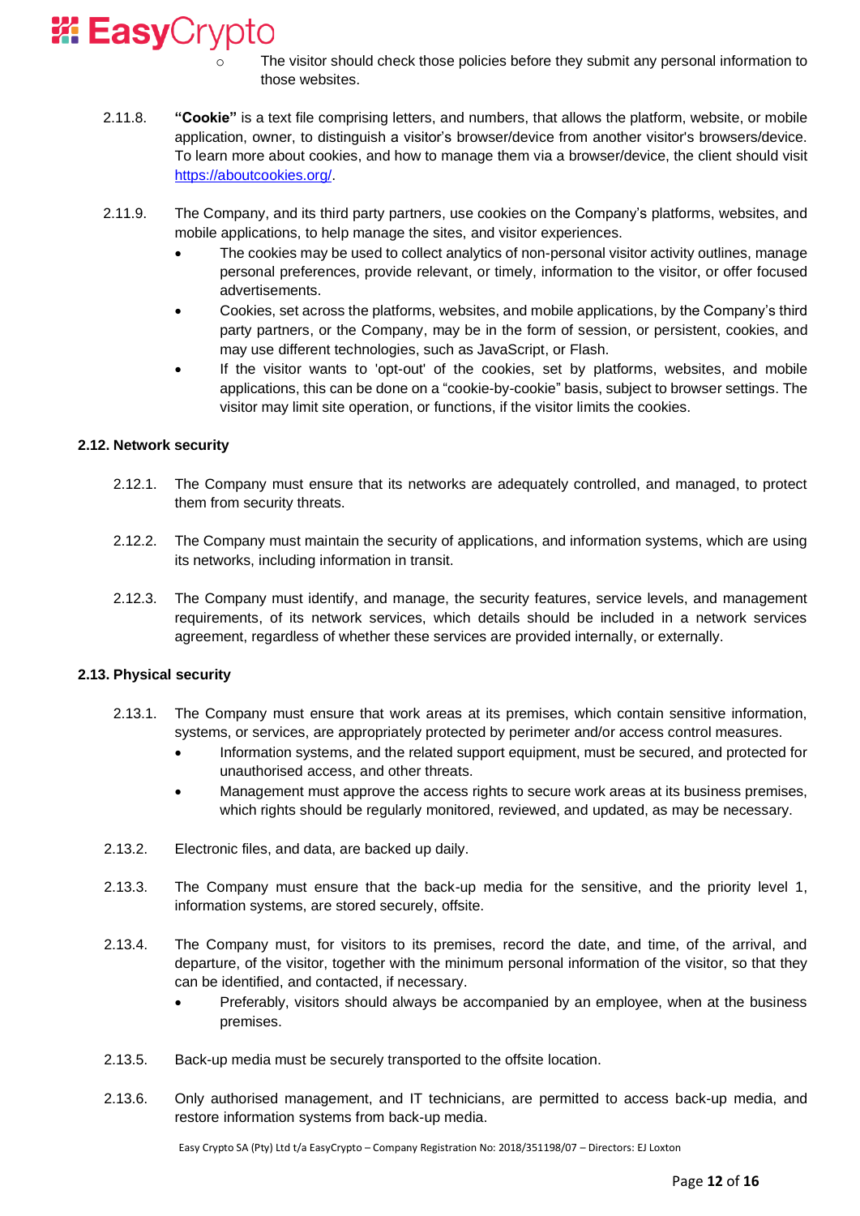- The visitor should check those policies before they submit any personal information to those websites.

2.11.8. **"Cookie"** is a text file comprising letters, and numbers, that allows the platform, website, or mobile application, owner, to distinguish a visitor's browser/device from another visitor's browsers/device. To learn more about cookies, and how to manage them via a browser/device, the client should visit [https://aboutcookies.org/](https://aboutcookies.org/).

2.11.9. The Company, and its third party partners, use cookies on the Company's platforms, websites, and mobile applications, to help manage the sites, and visitor experiences.

- The cookies may be used to collect analytics of non-personal visitor activity outlines, manage personal preferences, provide relevant, or timely, information to the visitor, or offer focused advertisements.
- Cookies, set across the platforms, websites, and mobile applications, by the Company's third party partners, or the Company, may be in the form of session, or persistent, cookies, and may use different technologies, such as JavaScript, or Flash.
- If the visitor wants to 'opt-out' of the cookies, set by platforms, websites, and mobile applications, this can be done on a "cookie-by-cookie" basis, subject to browser settings. The visitor may limit site operation, or functions, if the visitor limits the cookies.

### 2.12. Network security

2.12.1. The Company must ensure that its networks are adequately controlled, and managed, to protect them from security threats.

2.12.2. The Company must maintain the security of applications, and information systems, which are using its networks, including information in transit.

2.12.3. The Company must identify, and manage, the security features, service levels, and management requirements, of its network services, which details should be included in a network services agreement, regardless of whether these services are provided internally, or externally.

### 2.13. Physical security

2.13.1. The Company must ensure that work areas at its premises, which contain sensitive information, systems, or services, are appropriately protected by perimeter and/or access control measures.

- Information systems, and the related support equipment, must be secured, and protected for unauthorised access, and other threats.
- Management must approve the access rights to secure work areas at its business premises, which rights should be regularly monitored, reviewed, and updated, as may be necessary.

2.13.2. Electronic files, and data, are backed up daily.

2.13.3. The Company must ensure that the back-up media for the sensitive, and the priority level 1, information systems, are stored securely, offsite.

2.13.4. The Company must, for visitors to its premises, record the date, and time, of the arrival, and departure, of the visitor, together with the minimum personal information of the visitor, so that they can be identified, and contacted, if necessary.

- Preferably, visitors should always be accompanied by an employee, when at the business premises.

2.13.5. Back-up media must be securely transported to the offsite location.

2.13.6. Only authorised management, and IT technicians, are permitted to access back-up media, and restore information systems from back-up media.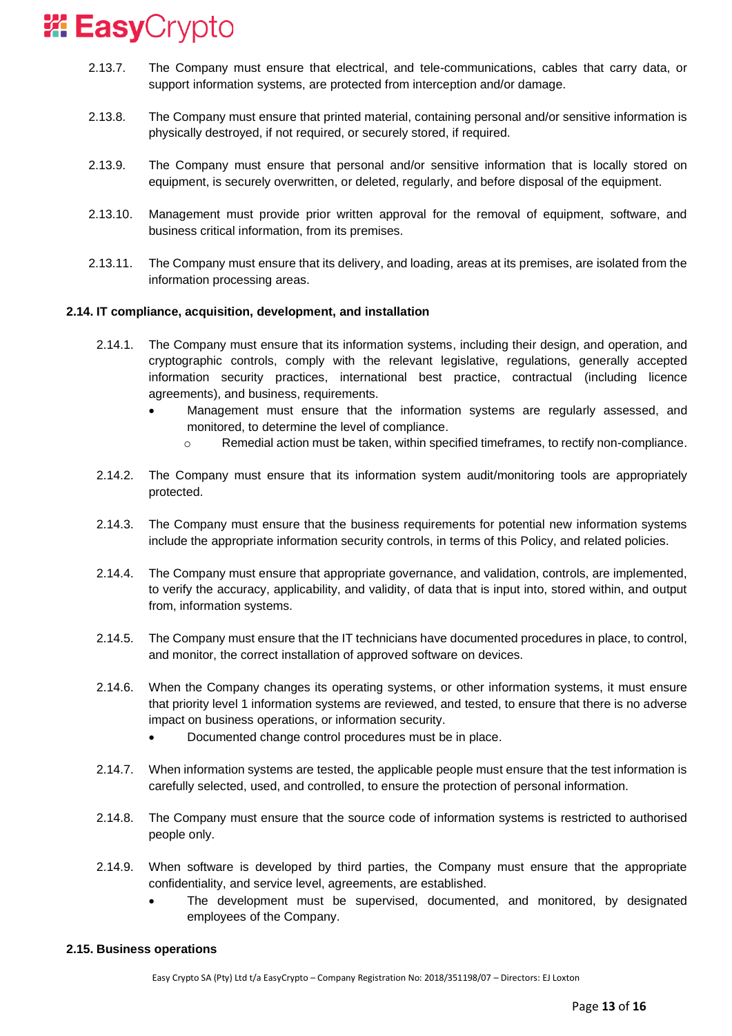2.13.7. The Company must ensure that electrical, and tele-communications, cables that carry data, or support information systems, are protected from interception and/or damage.

2.13.8. The Company must ensure that printed material, containing personal and/or sensitive information is physically destroyed, if not required, or securely stored, if required.

2.13.9. The Company must ensure that personal and/or sensitive information that is locally stored on equipment, is securely overwritten, or deleted, regularly, and before disposal of the equipment.

2.13.10. Management must provide prior written approval for the removal of equipment, software, and business critical information, from its premises.

2.13.11. The Company must ensure that its delivery, and loading, areas at its premises, are isolated from the information processing areas.

**2.14. IT compliance, acquisition, development, and installation**

2.14.1. The Company must ensure that its information systems, including their design, and operation, and cryptographic controls, comply with the relevant legislative, regulations, generally accepted information security practices, international best practice, contractual (including licence agreements), and business, requirements.

- Management must ensure that the information systems are regularly assessed, and monitored, to determine the level of compliance.
    - Remedial action must be taken, within specified timeframes, to rectify non-compliance.

2.14.2. The Company must ensure that its information system audit/monitoring tools are appropriately protected.

2.14.3. The Company must ensure that the business requirements for potential new information systems include the appropriate information security controls, in terms of this Policy, and related policies.

2.14.4. The Company must ensure that appropriate governance, and validation, controls, are implemented, to verify the accuracy, applicability, and validity, of data that is input into, stored within, and output from, information systems.

2.14.5. The Company must ensure that the IT technicians have documented procedures in place, to control, and monitor, the correct installation of approved software on devices.

2.14.6. When the Company changes its operating systems, or other information systems, it must ensure that priority level 1 information systems are reviewed, and tested, to ensure that there is no adverse impact on business operations, or information security.

- Documented change control procedures must be in place.

2.14.7. When information systems are tested, the applicable people must ensure that the test information is carefully selected, used, and controlled, to ensure the protection of personal information.

2.14.8. The Company must ensure that the source code of information systems is restricted to authorised people only.

2.14.9. When software is developed by third parties, the Company must ensure that the appropriate confidentiality, and service level, agreements, are established.

- The development must be supervised, documented, and monitored, by designated employees of the Company.

**2.15. Business operations**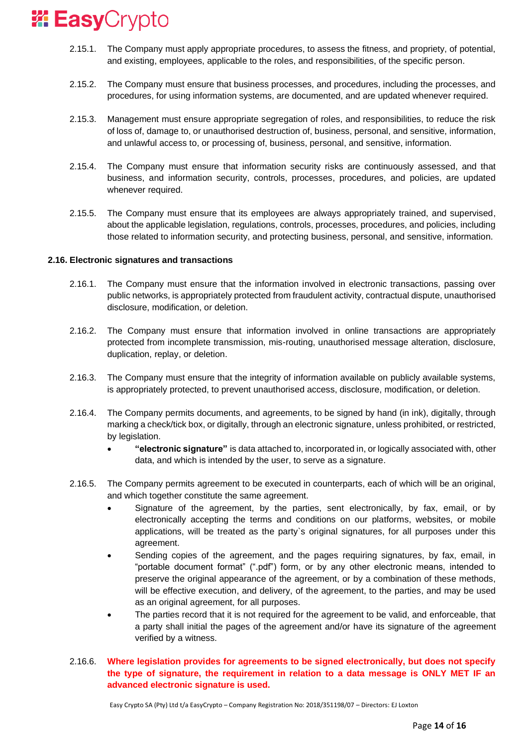2.15.1. The Company must apply appropriate procedures, to assess the fitness, and propriety, of potential, and existing, employees, applicable to the roles, and responsibilities, of the specific person.

2.15.2. The Company must ensure that business processes, and procedures, including the processes, and procedures, for using information systems, are documented, and are updated whenever required.

2.15.3. Management must ensure appropriate segregation of roles, and responsibilities, to reduce the risk of loss of, damage to, or unauthorised destruction of, business, personal, and sensitive, information, and unlawful access to, or processing of, business, personal, and sensitive, information.

2.15.4. The Company must ensure that information security risks are continuously assessed, and that business, and information security, controls, processes, procedures, and policies, are updated whenever required.

2.15.5. The Company must ensure that its employees are always appropriately trained, and supervised, about the applicable legislation, regulations, controls, processes, procedures, and policies, including those related to information security, and protecting business, personal, and sensitive, information.

**2.16. Electronic signatures and transactions**

2.16.1. The Company must ensure that the information involved in electronic transactions, passing over public networks, is appropriately protected from fraudulent activity, contractual dispute, unauthorised disclosure, modification, or deletion.

2.16.2. The Company must ensure that information involved in online transactions are appropriately protected from incomplete transmission, mis-routing, unauthorised message alteration, disclosure, duplication, replay, or deletion.

2.16.3. The Company must ensure that the integrity of information available on publicly available systems, is appropriately protected, to prevent unauthorised access, disclosure, modification, or deletion.

2.16.4. The Company permits documents, and agreements, to be signed by hand (in ink), digitally, through marking a check/tick box, or digitally, through an electronic signature, unless prohibited, or restricted, by legislation.

- **"electronic signature"** is data attached to, incorporated in, or logically associated with, other data, and which is intended by the user, to serve as a signature.

2.16.5. The Company permits agreement to be executed in counterparts, each of which will be an original, and which together constitute the same agreement.

- Signature of the agreement, by the parties, sent electronically, by fax, email, or by electronically accepting the terms and conditions on our platforms, websites, or mobile applications, will be treated as the party`s original signatures, for all purposes under this agreement.
- Sending copies of the agreement, and the pages requiring signatures, by fax, email, in "portable document format" (".pdf") form, or by any other electronic means, intended to preserve the original appearance of the agreement, or by a combination of these methods, will be effective execution, and delivery, of the agreement, to the parties, and may be used as an original agreement, for all purposes.
- The parties record that it is not required for the agreement to be valid, and enforceable, that a party shall initial the pages of the agreement and/or have its signature of the agreement verified by a witness.

2.16.6. **Where legislation provides for agreements to be signed electronically, but does not specify the type of signature, the requirement in relation to a data message is ONLY MET IF an advanced electronic signature is used.**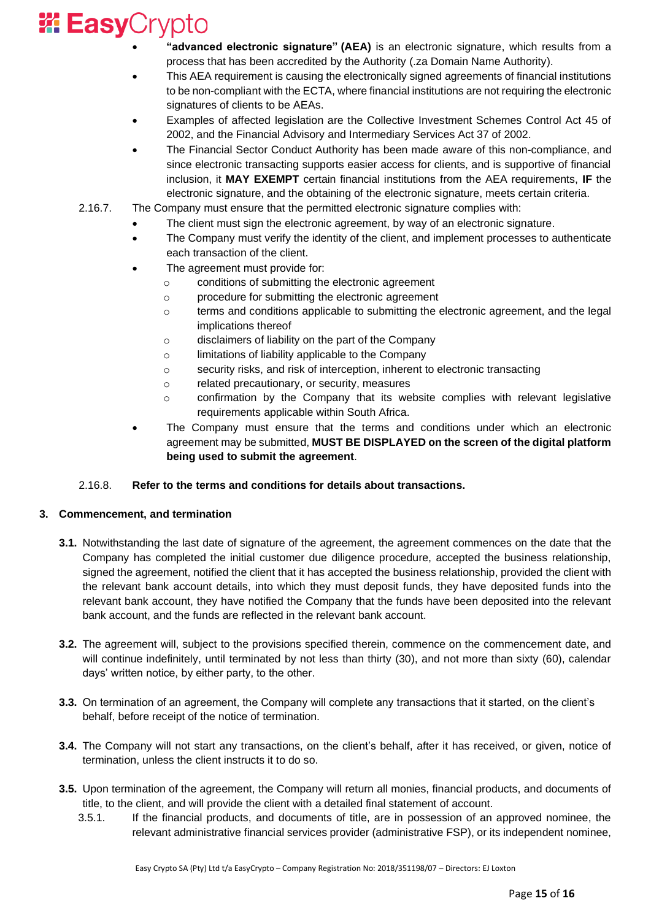- **"advanced electronic signature" (AEA)** is an electronic signature, which results from a process that has been accredited by the Authority (.za Domain Name Authority).
- This AEA requirement is causing the electronically signed agreements of financial institutions to be non-compliant with the ECTA, where financial institutions are not requiring the electronic signatures of clients to be AEAs.
- Examples of affected legislation are the Collective Investment Schemes Control Act 45 of 2002, and the Financial Advisory and Intermediary Services Act 37 of 2002.
- The Financial Sector Conduct Authority has been made aware of this non-compliance, and since electronic transacting supports easier access for clients, and is supportive of financial inclusion, it **MAY EXEMPT** certain financial institutions from the AEA requirements, **IF** the electronic signature, and the obtaining of the electronic signature, meets certain criteria.

2.16.7. The Company must ensure that the permitted electronic signature complies with:

- The client must sign the electronic agreement, by way of an electronic signature.
- The Company must verify the identity of the client, and implement processes to authenticate each transaction of the client.
- The agreement must provide for:
  - conditions of submitting the electronic agreement
  - procedure for submitting the electronic agreement
  - terms and conditions applicable to submitting the electronic agreement, and the legal implications thereof
  - disclaimers of liability on the part of the Company
  - limitations of liability applicable to the Company
  - security risks, and risk of interception, inherent to electronic transacting
  - related precautionary, or security, measures
  - confirmation by the Company that its website complies with relevant legislative requirements applicable within South Africa.
- The Company must ensure that the terms and conditions under which an electronic agreement may be submitted, **MUST BE DISPLAYED on the screen of the digital platform being used to submit the agreement**.

2.16.8. **Refer to the terms and conditions for details about transactions.**

## 3. Commencement, and termination

**3.1.** Notwithstanding the last date of signature of the agreement, the agreement commences on the date that the Company has completed the initial customer due diligence procedure, accepted the business relationship, signed the agreement, notified the client that it has accepted the business relationship, provided the client with the relevant bank account details, into which they must deposit funds, they have deposited funds into the relevant bank account, they have notified the Company that the funds have been deposited into the relevant bank account, and the funds are reflected in the relevant bank account.

**3.2.** The agreement will, subject to the provisions specified therein, commence on the commencement date, and will continue indefinitely, until terminated by not less than thirty (30), and not more than sixty (60), calendar days' written notice, by either party, to the other.

**3.3.** On termination of an agreement, the Company will complete any transactions that it started, on the client's behalf, before receipt of the notice of termination.

**3.4.** The Company will not start any transactions, on the client's behalf, after it has received, or given, notice of termination, unless the client instructs it to do so.

**3.5.** Upon termination of the agreement, the Company will return all monies, financial products, and documents of title, to the client, and will provide the client with a detailed final statement of account.

3.5.1. If the financial products, and documents of title, are in possession of an approved nominee, the relevant administrative financial services provider (administrative FSP), or its independent nominee,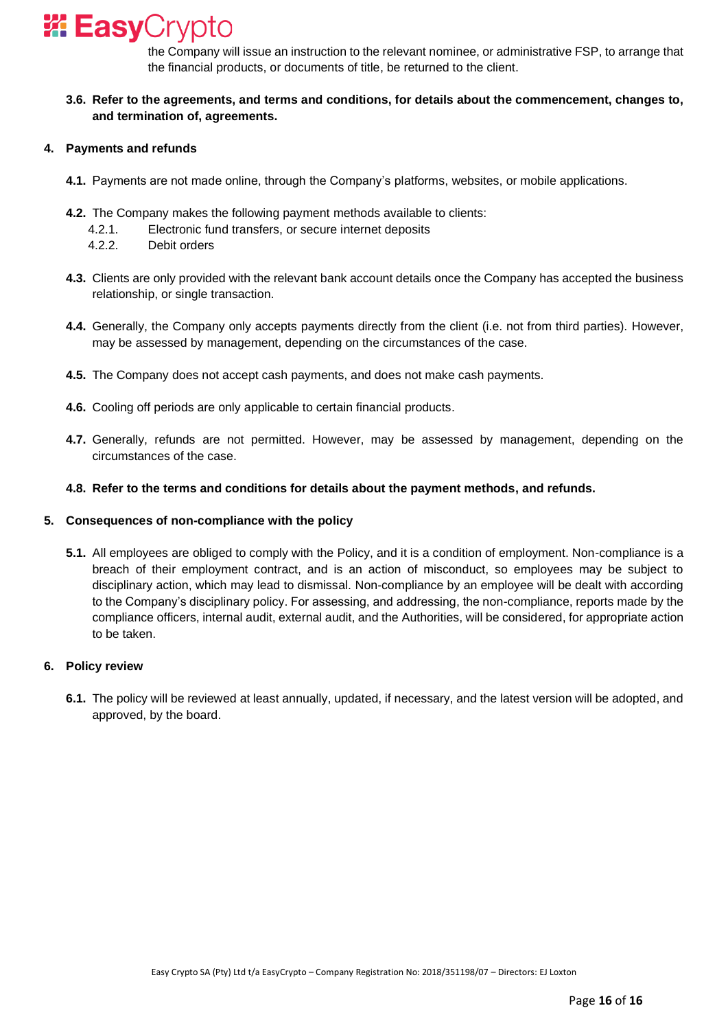the Company will issue an instruction to the relevant nominee, or administrative FSP, to arrange that the financial products, or documents of title, be returned to the client.

**3.6. Refer to the agreements, and terms and conditions, for details about the commencement, changes to, and termination of, agreements.**

## 4. Payments and refunds

**4.1.** Payments are not made online, through the Company's platforms, websites, or mobile applications.

**4.2.** The Company makes the following payment methods available to clients:

4.2.1. Electronic fund transfers, or secure internet deposits

4.2.2. Debit orders

**4.3.** Clients are only provided with the relevant bank account details once the Company has accepted the business relationship, or single transaction.

**4.4.** Generally, the Company only accepts payments directly from the client (i.e. not from third parties). However, may be assessed by management, depending on the circumstances of the case.

**4.5.** The Company does not accept cash payments, and does not make cash payments.

**4.6.** Cooling off periods are only applicable to certain financial products.

**4.7.** Generally, refunds are not permitted. However, may be assessed by management, depending on the circumstances of the case.

**4.8. Refer to the terms and conditions for details about the payment methods, and refunds.**

## 5. Consequences of non-compliance with the policy

**5.1.** All employees are obliged to comply with the Policy, and it is a condition of employment. Non-compliance is a breach of their employment contract, and is an action of misconduct, so employees may be subject to disciplinary action, which may lead to dismissal. Non-compliance by an employee will be dealt with according to the Company's disciplinary policy. For assessing, and addressing, the non-compliance, reports made by the compliance officers, internal audit, external audit, and the Authorities, will be considered, for appropriate action to be taken.

## 6. Policy review

**6.1.** The policy will be reviewed at least annually, updated, if necessary, and the latest version will be adopted, and approved, by the board.